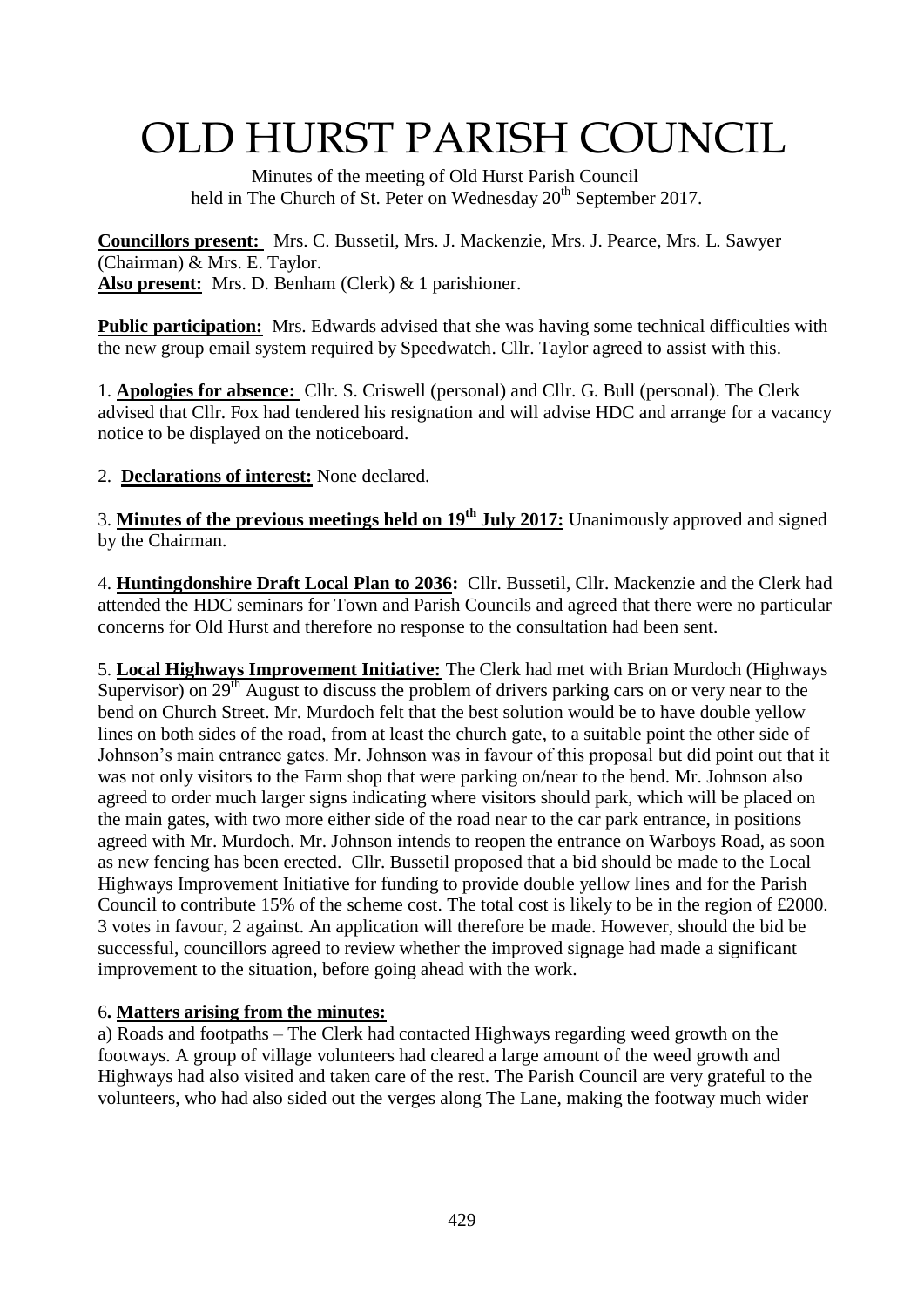# OLD HURST PARISH COUNCIL

Minutes of the meeting of Old Hurst Parish Council held in The Church of St. Peter on Wednesday 20th September 2017.

**Councillors present:** Mrs. C. Bussetil, Mrs. J. Mackenzie, Mrs. J. Pearce, Mrs. L. Sawyer (Chairman) & Mrs. E. Taylor.
**Also present:** Mrs. D. Benham (Clerk) & 1 parishioner.

**Public participation:** Mrs. Edwards advised that she was having some technical difficulties with the new group email system required by Speedwatch. Cllr. Taylor agreed to assist with this.

1. **Apologies for absence:** Cllr. S. Criswell (personal) and Cllr. G. Bull (personal). The Clerk advised that Cllr. Fox had tendered his resignation and will advise HDC and arrange for a vacancy notice to be displayed on the noticeboard.

2. **Declarations of interest:** None declared.

3. **Minutes of the previous meetings held on 19th July 2017:** Unanimously approved and signed by the Chairman.

4. **Huntingdonshire Draft Local Plan to 2036:** Cllr. Bussetil, Cllr. Mackenzie and the Clerk had attended the HDC seminars for Town and Parish Councils and agreed that there were no particular concerns for Old Hurst and therefore no response to the consultation had been sent.

5. **Local Highways Improvement Initiative:** The Clerk had met with Brian Murdoch (Highways Supervisor) on 29th August to discuss the problem of drivers parking cars on or very near to the bend on Church Street. Mr. Murdoch felt that the best solution would be to have double yellow lines on both sides of the road, from at least the church gate, to a suitable point the other side of Johnson's main entrance gates. Mr. Johnson was in favour of this proposal but did point out that it was not only visitors to the Farm shop that were parking on/near to the bend. Mr. Johnson also agreed to order much larger signs indicating where visitors should park, which will be placed on the main gates, with two more either side of the road near to the car park entrance, in positions agreed with Mr. Murdoch. Mr. Johnson intends to reopen the entrance on Warboys Road, as soon as new fencing has been erected. Cllr. Bussetil proposed that a bid should be made to the Local Highways Improvement Initiative for funding to provide double yellow lines and for the Parish Council to contribute 15% of the scheme cost. The total cost is likely to be in the region of £2000. 3 votes in favour, 2 against. An application will therefore be made. However, should the bid be successful, councillors agreed to review whether the improved signage had made a significant improvement to the situation, before going ahead with the work.

6. **Matters arising from the minutes:**

a) Roads and footpaths – The Clerk had contacted Highways regarding weed growth on the footways. A group of village volunteers had cleared a large amount of the weed growth and Highways had also visited and taken care of the rest. The Parish Council are very grateful to the volunteers, who had also sided out the verges along The Lane, making the footway much wider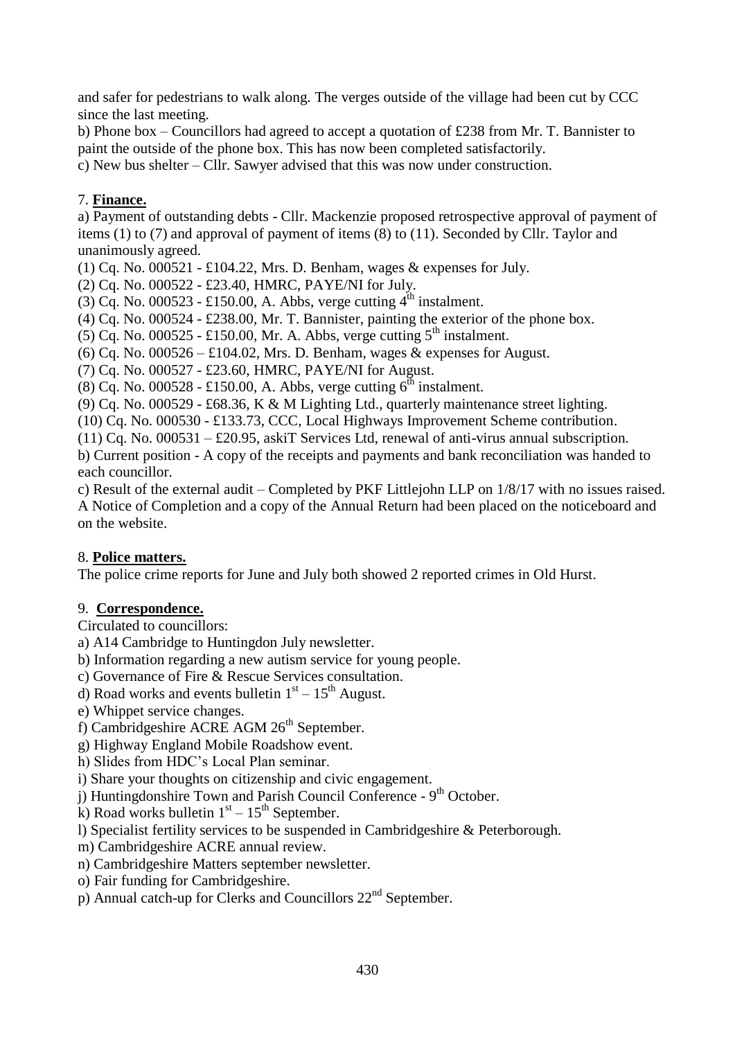and safer for pedestrians to walk along. The verges outside of the village had been cut by CCC since the last meeting.

b) Phone box – Councillors had agreed to accept a quotation of £238 from Mr. T. Bannister to paint the outside of the phone box. This has now been completed satisfactorily.

c) New bus shelter – Cllr. Sawyer advised that this was now under construction.

7. **Finance.**

a) Payment of outstanding debts - Cllr. Mackenzie proposed retrospective approval of payment of items (1) to (7) and approval of payment of items (8) to (11). Seconded by Cllr. Taylor and unanimously agreed.

(1) Cq. No. 000521 - £104.22, Mrs. D. Benham, wages & expenses for July.

(2) Cq. No. 000522 - £23.40, HMRC, PAYE/NI for July.

(3) Cq. No. 000523 - £150.00, A. Abbs, verge cutting 4th instalment.

(4) Cq. No. 000524 - £238.00, Mr. T. Bannister, painting the exterior of the phone box.

(5) Cq. No. 000525 - £150.00, Mr. A. Abbs, verge cutting 5th instalment.

(6) Cq. No. 000526 – £104.02, Mrs. D. Benham, wages & expenses for August.

(7) Cq. No. 000527 - £23.60, HMRC, PAYE/NI for August.

(8) Cq. No. 000528 - £150.00, A. Abbs, verge cutting 6th instalment.

(9) Cq. No. 000529 - £68.36, K & M Lighting Ltd., quarterly maintenance street lighting.

(10) Cq. No. 000530 - £133.73, CCC, Local Highways Improvement Scheme contribution.

(11) Cq. No. 000531 – £20.95, askiT Services Ltd, renewal of anti-virus annual subscription.

b) Current position - A copy of the receipts and payments and bank reconciliation was handed to each councillor.

c) Result of the external audit – Completed by PKF Littlejohn LLP on 1/8/17 with no issues raised. A Notice of Completion and a copy of the Annual Return had been placed on the noticeboard and on the website.

8. **Police matters.**

The police crime reports for June and July both showed 2 reported crimes in Old Hurst.

9. **Correspondence.**

Circulated to councillors:

a) A14 Cambridge to Huntingdon July newsletter.

b) Information regarding a new autism service for young people.

c) Governance of Fire & Rescue Services consultation.

d) Road works and events bulletin 1st – 15th August.

e) Whippet service changes.

f) Cambridgeshire ACRE AGM 26th September.

g) Highway England Mobile Roadshow event.

h) Slides from HDC's Local Plan seminar.

i) Share your thoughts on citizenship and civic engagement.

j) Huntingdonshire Town and Parish Council Conference - 9th October.

k) Road works bulletin 1st – 15th September.

l) Specialist fertility services to be suspended in Cambridgeshire & Peterborough.

m) Cambridgeshire ACRE annual review.

n) Cambridgeshire Matters september newsletter.

o) Fair funding for Cambridgeshire.

p) Annual catch-up for Clerks and Councillors 22nd September.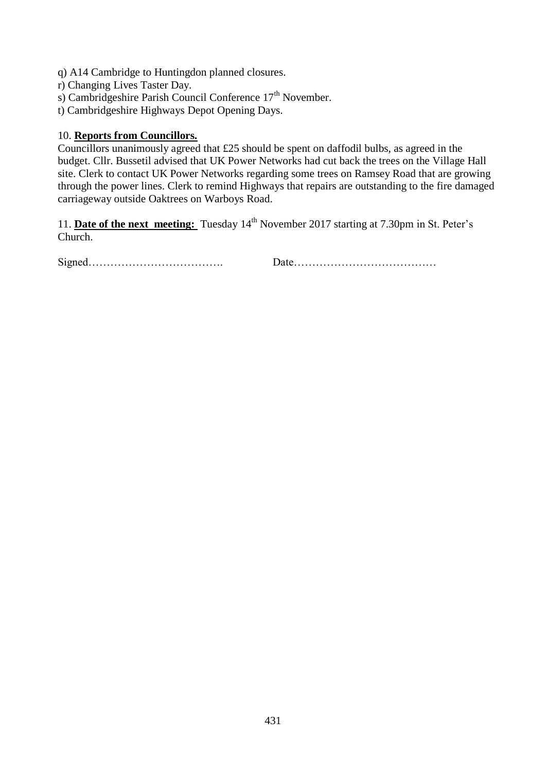q) A14 Cambridge to Huntingdon planned closures.
r) Changing Lives Taster Day.
s) Cambridgeshire Parish Council Conference 17th November.
t) Cambridgeshire Highways Depot Opening Days.

10. **Reports from Councillors.**
Councillors unanimously agreed that £25 should be spent on daffodil bulbs, as agreed in the budget. Cllr. Bussetil advised that UK Power Networks had cut back the trees on the Village Hall site. Clerk to contact UK Power Networks regarding some trees on Ramsey Road that are growing through the power lines. Clerk to remind Highways that repairs are outstanding to the fire damaged carriageway outside Oaktrees on Warboys Road.

11. **Date of the next meeting:** Tuesday 14th November 2017 starting at 7.30pm in St. Peter's Church.

Signed………………………………. Date…………………………………